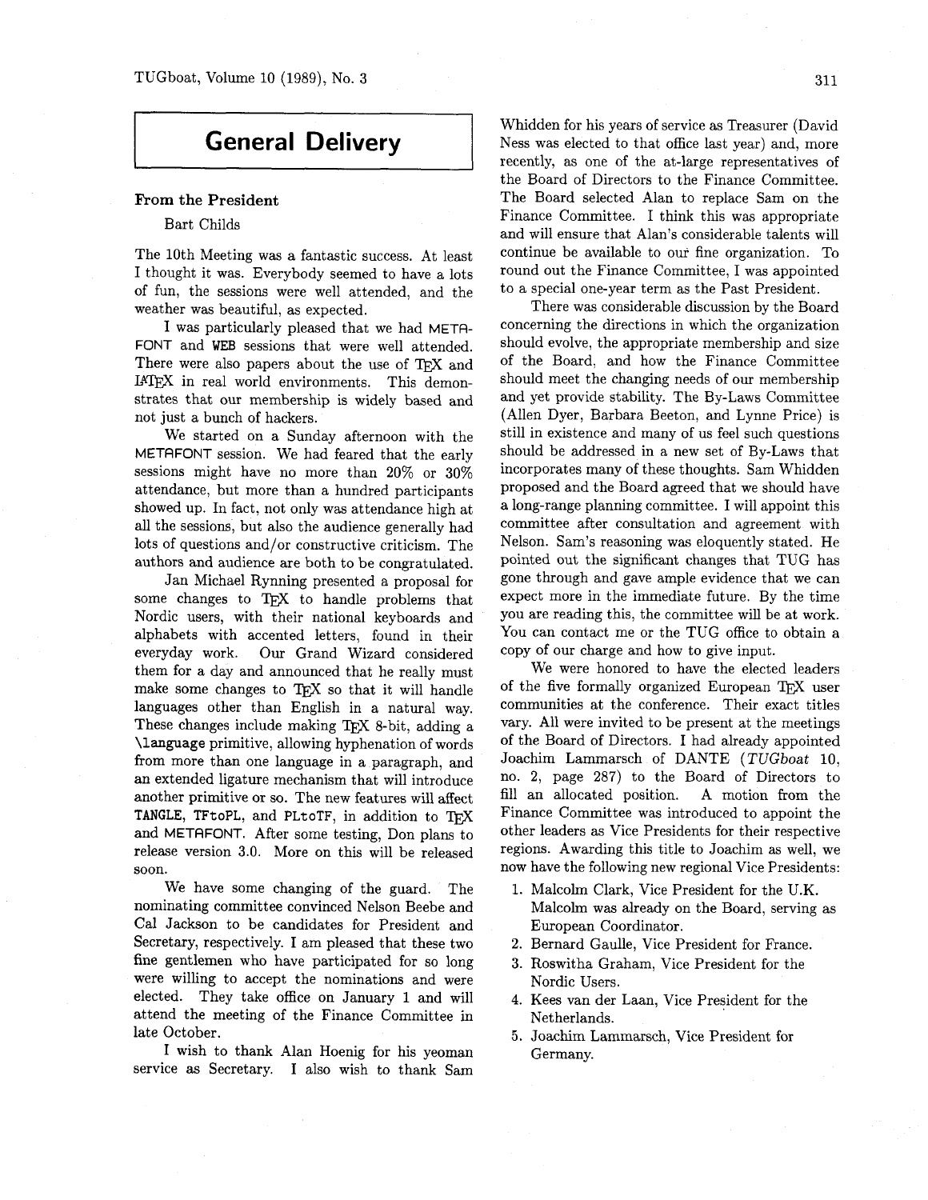# General Delivery

## From the President

Bart Childs

The 10th Meeting was a fantastic success. At least I thought it was. Everybody seemed to have a lots of fun, the sessions were well attended, and the weather was beautiful, as expected.

I was particularly pleased that we had METAFONT and WEB sessions that were well attended. There were also papers about the use of TeX and LaTeX in real world environments. This demonstrates that our membership is widely based and not just a bunch of hackers.

We started on a Sunday afternoon with the METAFONT session. We had feared that the early sessions might have no more than 20% or 30% attendance, but more than a hundred participants showed up. In fact, not only was attendance high at all the sessions, but also the audience generally had lots of questions and/or constructive criticism. The authors and audience are both to be congratulated.

Jan Michael Rynning presented a proposal for some changes to TeX to handle problems that Nordic users, with their national keyboards and alphabets with accented letters, found in their everyday work. Our Grand Wizard considered them for a day and announced that he really must make some changes to TeX so that it will handle languages other than English in a natural way. These changes include making TeX 8-bit, adding a `\language` primitive, allowing hyphenation of words from more than one language in a paragraph, and an extended ligature mechanism that will introduce another primitive or so. The new features will affect TANGLE, TFtoPL, and PLtoTF, in addition to TeX and METAFONT. After some testing, Don plans to release version 3.0. More on this will be released soon.

We have some changing of the guard. The nominating committee convinced Nelson Beebe and Cal Jackson to be candidates for President and Secretary, respectively. I am pleased that these two fine gentlemen who have participated for so long were willing to accept the nominations and were elected. They take office on January 1 and will attend the meeting of the Finance Committee in late October.

I wish to thank Alan Hoenig for his yeoman service as Secretary. I also wish to thank Sam Whidden for his years of service as Treasurer (David Ness was elected to that office last year) and, more recently, as one of the at-large representatives of the Board of Directors to the Finance Committee. The Board selected Alan to replace Sam on the Finance Committee. I think this was appropriate and will ensure that Alan's considerable talents will continue be available to our fine organization. To round out the Finance Committee, I was appointed to a special one-year term as the Past President.

There was considerable discussion by the Board concerning the directions in which the organization should evolve, the appropriate membership and size of the Board, and how the Finance Committee should meet the changing needs of our membership and yet provide stability. The By-Laws Committee (Allen Dyer, Barbara Beeton, and Lynne Price) is still in existence and many of us feel such questions should be addressed in a new set of By-Laws that incorporates many of these thoughts. Sam Whidden proposed and the Board agreed that we should have a long-range planning committee. I will appoint this committee after consultation and agreement with Nelson. Sam's reasoning was eloquently stated. He pointed out the significant changes that TUG has gone through and gave ample evidence that we can expect more in the immediate future. By the time you are reading this, the committee will be at work. You can contact me or the TUG office to obtain a copy of our charge and how to give input.

We were honored to have the elected leaders of the five formally organized European TeX user communities at the conference. Their exact titles vary. All were invited to be present at the meetings of the Board of Directors. I had already appointed Joachim Lammarsch of DANTE (*TUGboat* 10, no. 2, page 287) to the Board of Directors to fill an allocated position. A motion from the Finance Committee was introduced to appoint the other leaders as Vice Presidents for their respective regions. Awarding this title to Joachim as well, we now have the following new regional Vice Presidents:

1. Malcolm Clark, Vice President for the U.K. Malcolm was already on the Board, serving as European Coordinator.
2. Bernard Gaulle, Vice President for France.
3. Roswitha Graham, Vice President for the Nordic Users.
4. Kees van der Laan, Vice President for the Netherlands.
5. Joachim Lammarsch, Vice President for Germany.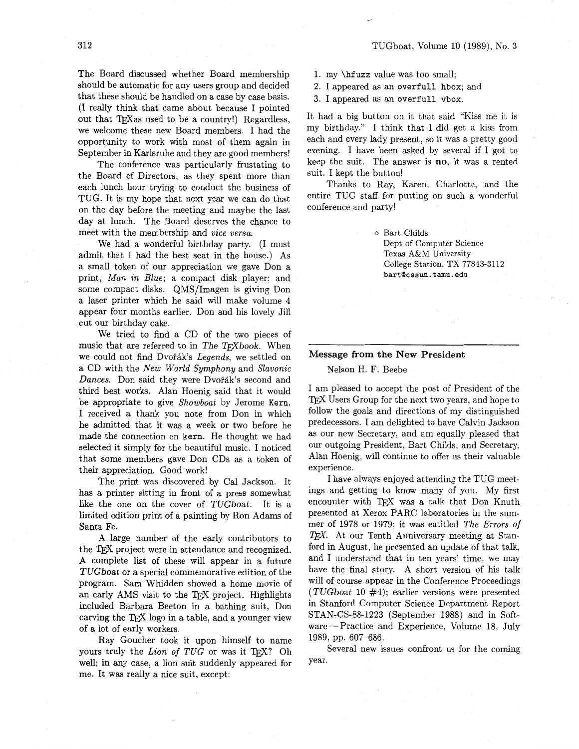The Board discussed whether Board membership should be automatic for any users group and decided that these should be handled on a case by case basis. (I really think that came about because I pointed out that TeXas used to be a country!) Regardless, we welcome these new Board members. I had the opportunity to work with most of them again in September in Karlsruhe and they are good members!

The conference was particularly frustating to the Board of Directors, as they spent more than each lunch hour trying to conduct the business of TUG. It is my hope that next year we can do that on the day before the meeting and maybe the last day at lunch. The Board deserves the chance to meet with the membership and *vice versa.*

We had a wonderful birthday party. (I must admit that I had the best seat in the house.) As a small token of our appreciation we gave Don a print, *Man in Blue*; a compact disk player; and some compact disks. QMS/Imagen is giving Don a laser printer which he said will make volume 4 appear four months earlier. Don and his lovely Jill cut our birthday cake.

We tried to find a CD of the two pieces of music that are referred to in *The TeXbook*. When we could not find Dvořák's *Legends*, we settled on a CD with the *New World Symphony* and *Slavonic Dances*. Don said they were Dvořák's second and third best works. Alan Hoenig said that it would be appropriate to give *Showboat* by Jerome `Kern`. I received a thank you note from Don in which he admitted that it was a week or two before he made the connection on `kern`. He thought we had selected it simply for the beautiful music. I noticed that some members gave Don CDs as a token of their appreciation. Good work!

The print was discovered by Cal Jackson. It has a printer sitting in front of a press somewhat like the one on the cover of *TUGboat*. It is a limited edition print of a painting by Ron Adams of Santa Fe.

A large number of the early contributors to the TeX project were in attendance and recognized. A complete list of these will appear in a future *TUGboat* or a special commemorative edition of the program. Sam Whidden showed a home movie of an early AMS visit to the TeX project. Highlights included Barbara Beeton in a bathing suit, Don carving the TeX logo in a table, and a younger view of a lot of early workers.

Ray Goucher took it upon himself to name yours truly the *Lion of TUG* or was it TeX? Oh well; in any case, a lion suit suddenly appeared for me. It was really a nice suit, except:

1. my `\hfuzz` value was too small;
2. I appeared as an `overfull hbox`; and
3. I appeared as an `overfull vbox`.

It had a big button on it that said "Kiss me it is my birthday." I think that I did get a kiss from each and every lady present, so it was a pretty good evening. I have been asked by several if I got to keep the suit. The answer is **no**, it was a rented suit. I kept the button!

Thanks to Ray, Karen, Charlotte, and the entire TUG staff for putting on such a wonderful conference and party!

◇ Bart Childs
Dept of Computer Science
Texas A&M University
College Station, TX 77843-3112
`bart@cssun.tamu.edu`

## Message from the New President

Nelson H. F. Beebe

I am pleased to accept the post of President of the TeX Users Group for the next two years, and hope to follow the goals and directions of my distinguished predecessors. I am delighted to have Calvin Jackson as our new Secretary, and am equally pleased that our outgoing President, Bart Childs, and Secretary, Alan Hoenig, will continue to offer us their valuable experience.

I have always enjoyed attending the TUG meetings and getting to know many of you. My first encounter with TeX was a talk that Don Knuth presented at Xerox PARC laboratories in the summer of 1978 or 1979; it was entitled *The Errors of TeX*. At our Tenth Anniversary meeting at Stanford in August, he presented an update of that talk, and I understand that in ten years' time, we may have the final story. A short version of his talk will of course appear in the Conference Proceedings (*TUGboat* 10 #4); earlier versions were presented in Stanford Computer Science Department Report STAN-CS-88-1223 (September 1988) and in Software — Practice and Experience, Volume 18, July 1989, pp. 607–686.

Several new issues confront us for the coming year.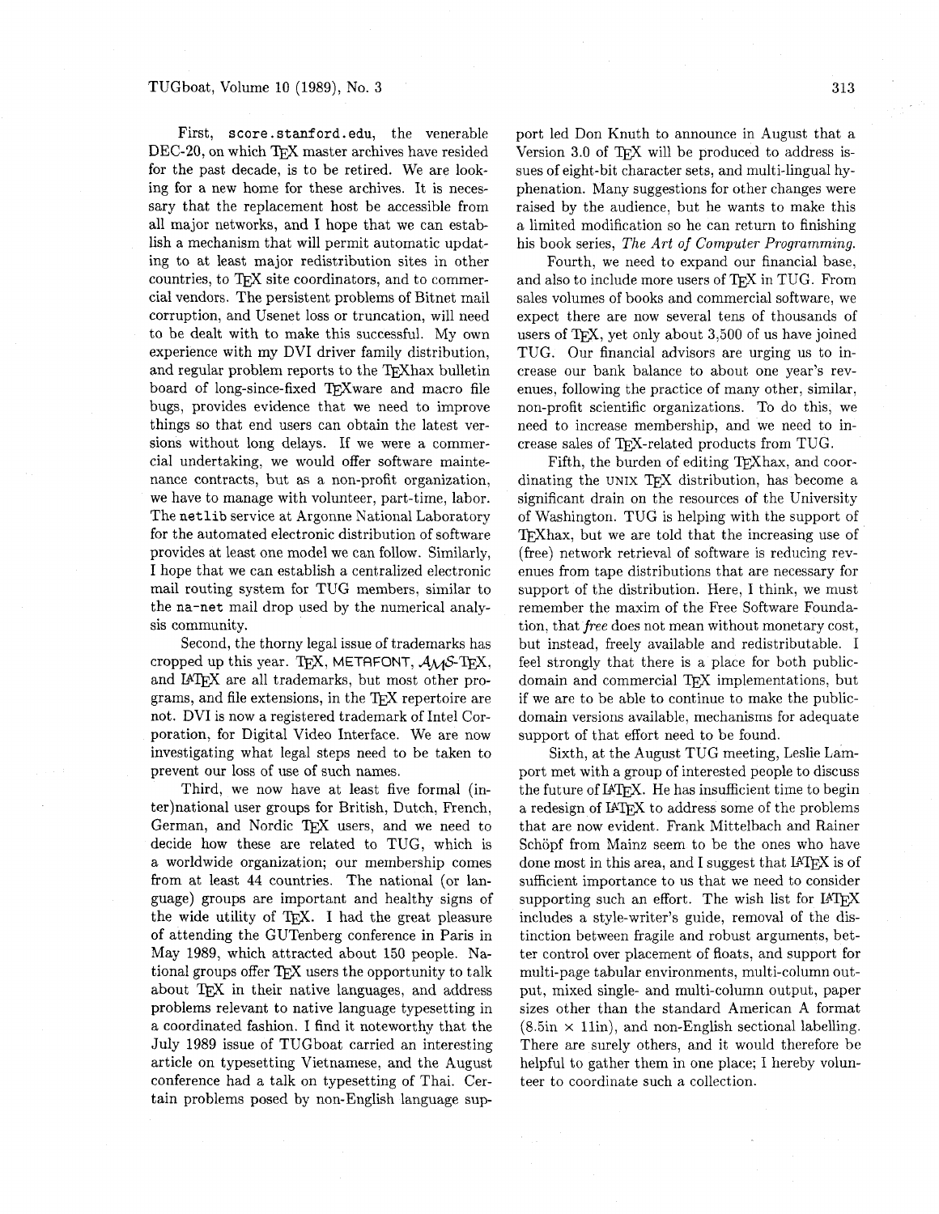First, `score.stanford.edu`, the venerable DEC-20, on which TeX master archives have resided for the past decade, is to be retired. We are looking for a new home for these archives. It is necessary that the replacement host be accessible from all major networks, and I hope that we can establish a mechanism that will permit automatic updating to at least major redistribution sites in other countries, to TeX site coordinators, and to commercial vendors. The persistent problems of Bitnet mail corruption, and Usenet loss or truncation, will need to be dealt with to make this successful. My own experience with my DVI driver family distribution, and regular problem reports to the TeXhax bulletin board of long-since-fixed TeXware and macro file bugs, provides evidence that we need to improve things so that end users can obtain the latest versions without long delays. If we were a commercial undertaking, we would offer software maintenance contracts, but as a non-profit organization, we have to manage with volunteer, part-time, labor. The `netlib` service at Argonne National Laboratory for the automated electronic distribution of software provides at least one model we can follow. Similarly, I hope that we can establish a centralized electronic mail routing system for TUG members, similar to the `na-net` mail drop used by the numerical analysis community.

Second, the thorny legal issue of trademarks has cropped up this year. TeX, METAFONT, AMS-TeX, and LaTeX are all trademarks, but most other programs, and file extensions, in the TeX repertoire are not. DVI is now a registered trademark of Intel Corporation, for Digital Video Interface. We are now investigating what legal steps need to be taken to prevent our loss of use of such names.

Third, we now have at least five formal (inter)national user groups for British, Dutch, French, German, and Nordic TeX users, and we need to decide how these are related to TUG, which is a worldwide organization; our membership comes from at least 44 countries. The national (or language) groups are important and healthy signs of the wide utility of TeX. I had the great pleasure of attending the GUTenberg conference in Paris in May 1989, which attracted about 150 people. National groups offer TeX users the opportunity to talk about TeX in their native languages, and address problems relevant to native language typesetting in a coordinated fashion. I find it noteworthy that the July 1989 issue of TUGboat carried an interesting article on typesetting Vietnamese, and the August conference had a talk on typesetting of Thai. Certain problems posed by non-English language support led Don Knuth to announce in August that a Version 3.0 of TeX will be produced to address issues of eight-bit character sets, and multi-lingual hyphenation. Many suggestions for other changes were raised by the audience, but he wants to make this a limited modification so he can return to finishing his book series, *The Art of Computer Programming.*

Fourth, we need to expand our financial base, and also to include more users of TeX in TUG. From sales volumes of books and commercial software, we expect there are now several tens of thousands of users of TeX, yet only about 3,500 of us have joined TUG. Our financial advisors are urging us to increase our bank balance to about one year's revenues, following the practice of many other, similar, non-profit scientific organizations. To do this, we need to increase membership, and we need to increase sales of TeX-related products from TUG.

Fifth, the burden of editing TeXhax, and coordinating the UNIX TeX distribution, has become a significant drain on the resources of the University of Washington. TUG is helping with the support of TeXhax, but we are told that the increasing use of (free) network retrieval of software is reducing revenues from tape distributions that are necessary for support of the distribution. Here, I think, we must remember the maxim of the Free Software Foundation, that *free* does not mean without monetary cost, but instead, freely available and redistributable. I feel strongly that there is a place for both public-domain and commercial TeX implementations, but if we are to be able to continue to make the public-domain versions available, mechanisms for adequate support of that effort need to be found.

Sixth, at the August TUG meeting, Leslie Lamport met with a group of interested people to discuss the future of LaTeX. He has insufficient time to begin a redesign of LaTeX to address some of the problems that are now evident. Frank Mittelbach and Rainer Schöpf from Mainz seem to be the ones who have done most in this area, and I suggest that LaTeX is of sufficient importance to us that we need to consider supporting such an effort. The wish list for LaTeX includes a style-writer's guide, removal of the distinction between fragile and robust arguments, better control over placement of floats, and support for multi-page tabular environments, multi-column output, mixed single- and multi-column output, paper sizes other than the standard American A format (8.5in × 11in), and non-English sectional labelling. There are surely others, and it would therefore be helpful to gather them in one place; I hereby volunteer to coordinate such a collection.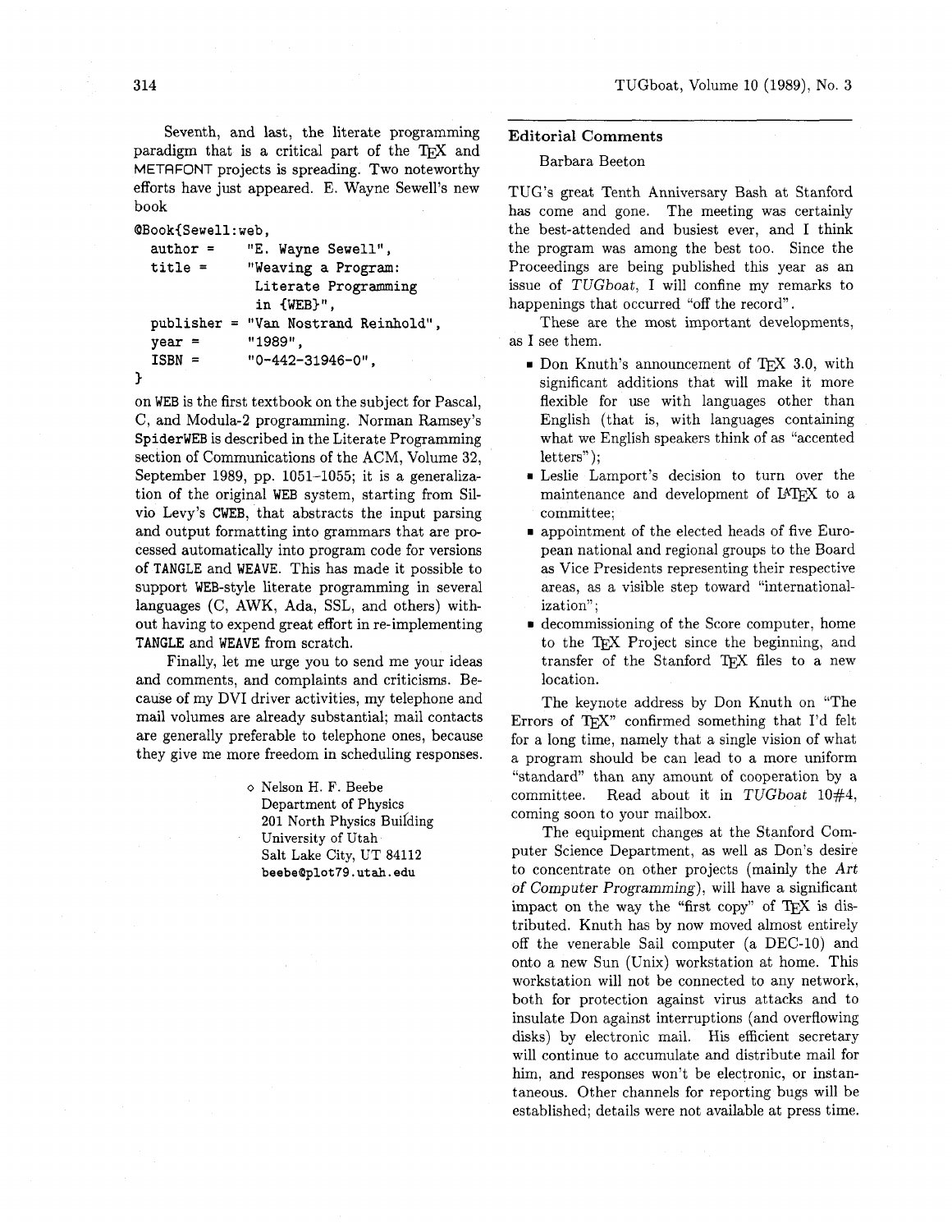Seventh, and last, the literate programming paradigm that is a critical part of the TeX and METAFONT projects is spreading. Two noteworthy efforts have just appeared. E. Wayne Sewell's new book

```
@Book{Sewell:web,
  author =     "E. Wayne Sewell",
  title =      "Weaving a Program:
                Literate Programming
                in {WEB}",
  publisher = "Van Nostrand Reinhold",
  year =       "1989",
  ISBN =       "0-442-31946-0",
}
```

on WEB is the first textbook on the subject for Pascal, C, and Modula-2 programming. Norman Ramsey's SpiderWEB is described in the Literate Programming section of Communications of the ACM, Volume 32, September 1989, pp. 1051–1055; it is a generalization of the original WEB system, starting from Silvio Levy's CWEB, that abstracts the input parsing and output formatting into grammars that are processed automatically into program code for versions of TANGLE and WEAVE. This has made it possible to support WEB-style literate programming in several languages (C, AWK, Ada, SSL, and others) without having to expend great effort in re-implementing TANGLE and WEAVE from scratch.

Finally, let me urge you to send me your ideas and comments, and complaints and criticisms. Because of my DVI driver activities, my telephone and mail volumes are already substantial; mail contacts are generally preferable to telephone ones, because they give me more freedom in scheduling responses.

> ◇ Nelson H. F. Beebe
> Department of Physics
> 201 North Physics Building
> University of Utah
> Salt Lake City, UT 84112
> beebe@plot79.utah.edu

## Editorial Comments

Barbara Beeton

TUG's great Tenth Anniversary Bash at Stanford has come and gone. The meeting was certainly the best-attended and busiest ever, and I think the program was among the best too. Since the Proceedings are being published this year as an issue of *TUGboat*, I will confine my remarks to happenings that occurred "off the record".

These are the most important developments, as I see them.

- Don Knuth's announcement of TeX 3.0, with significant additions that will make it more flexible for use with languages other than English (that is, with languages containing what we English speakers think of as "accented letters");
- Leslie Lamport's decision to turn over the maintenance and development of LaTeX to a committee;
- appointment of the elected heads of five European national and regional groups to the Board as Vice Presidents representing their respective areas, as a visible step toward "internationalization";
- decommissioning of the Score computer, home to the TeX Project since the beginning, and transfer of the Stanford TeX files to a new location.

The keynote address by Don Knuth on "The Errors of TeX" confirmed something that I'd felt for a long time, namely that a single vision of what a program should be can lead to a more uniform "standard" than any amount of cooperation by a committee. Read about it in *TUGboat* 10#4, coming soon to your mailbox.

The equipment changes at the Stanford Computer Science Department, as well as Don's desire to concentrate on other projects (mainly the *Art of Computer Programming*), will have a significant impact on the way the "first copy" of TeX is distributed. Knuth has by now moved almost entirely off the venerable Sail computer (a DEC-10) and onto a new Sun (Unix) workstation at home. This workstation will not be connected to any network, both for protection against virus attacks and to insulate Don against interruptions (and overflowing disks) by electronic mail. His efficient secretary will continue to accumulate and distribute mail for him, and responses won't be electronic, or instantaneous. Other channels for reporting bugs will be established; details were not available at press time.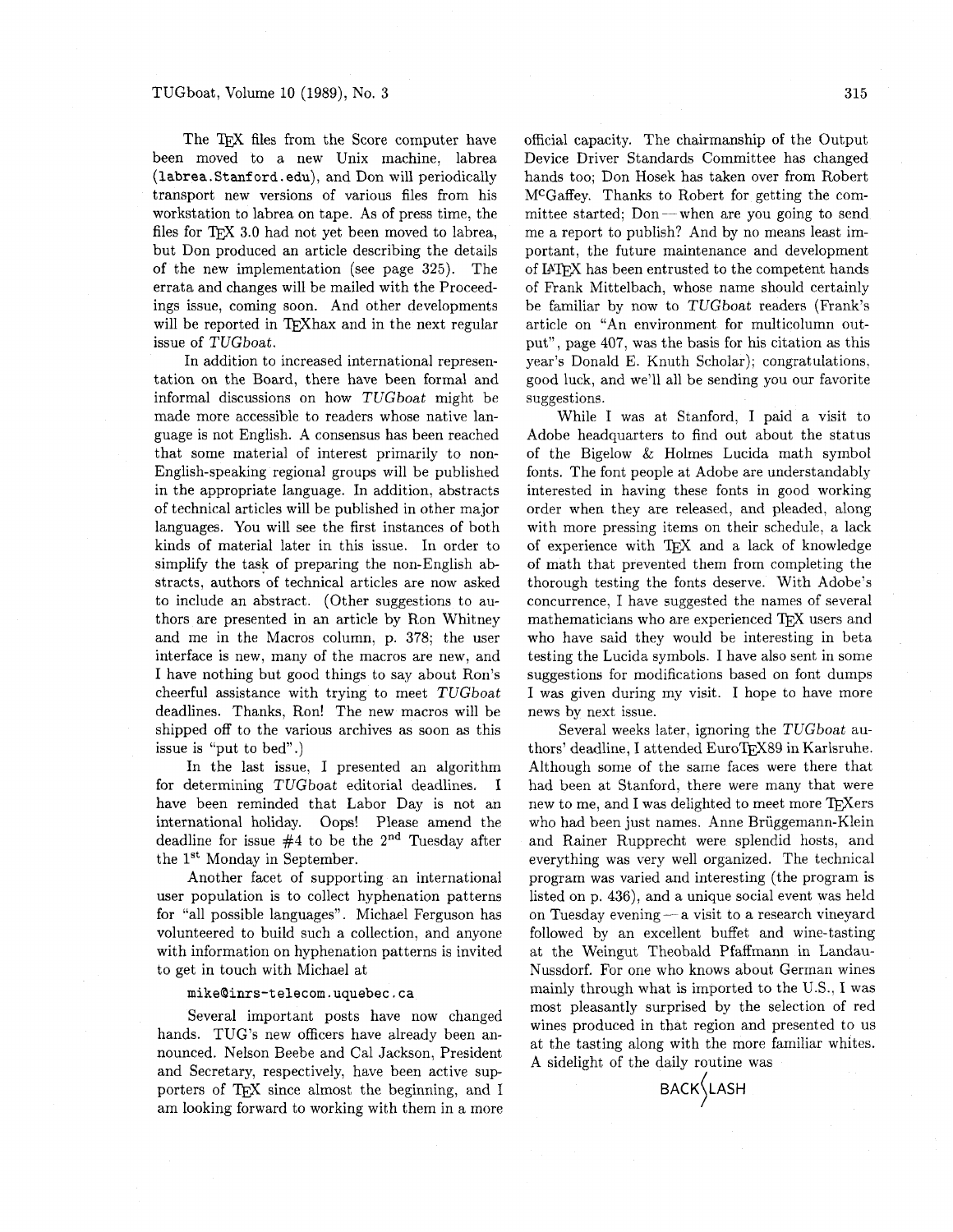The TeX files from the Score computer have been moved to a new Unix machine, labrea (`labrea.Stanford.edu`), and Don will periodically transport new versions of various files from his workstation to labrea on tape. As of press time, the files for TeX 3.0 had not yet been moved to labrea, but Don produced an article describing the details of the new implementation (see page 325). The errata and changes will be mailed with the Proceedings issue, coming soon. And other developments will be reported in TeXhax and in the next regular issue of *TUGboat*.

In addition to increased international representation on the Board, there have been formal and informal discussions on how *TUGboat* might be made more accessible to readers whose native language is not English. A consensus has been reached that some material of interest primarily to non-English-speaking regional groups will be published in the appropriate language. In addition, abstracts of technical articles will be published in other major languages. You will see the first instances of both kinds of material later in this issue. In order to simplify the task of preparing the non-English abstracts, authors of technical articles are now asked to include an abstract. (Other suggestions to authors are presented in an article by Ron Whitney and me in the Macros column, p. 378; the user interface is new, many of the macros are new, and I have nothing but good things to say about Ron's cheerful assistance with trying to meet *TUGboat* deadlines. Thanks, Ron! The new macros will be shipped off to the various archives as soon as this issue is "put to bed".)

In the last issue, I presented an algorithm for determining *TUGboat* editorial deadlines. I have been reminded that Labor Day is not an international holiday. Oops! Please amend the deadline for issue #4 to be the 2nd Tuesday after the 1st Monday in September.

Another facet of supporting an international user population is to collect hyphenation patterns for "all possible languages". Michael Ferguson has volunteered to build such a collection, and anyone with information on hyphenation patterns is invited to get in touch with Michael at

`mike@inrs-telecom.uquebec.ca`

Several important posts have now changed hands. TUG's new officers have already been announced. Nelson Beebe and Cal Jackson, President and Secretary, respectively, have been active supporters of TeX since almost the beginning, and I am looking forward to working with them in a more official capacity. The chairmanship of the Output Device Driver Standards Committee has changed hands too; Don Hosek has taken over from Robert McGaffey. Thanks to Robert for getting the committee started; Don — when are you going to send me a report to publish? And by no means least important, the future maintenance and development of LaTeX has been entrusted to the competent hands of Frank Mittelbach, whose name should certainly be familiar by now to *TUGboat* readers (Frank's article on "An environment for multicolumn output", page 407, was the basis for his citation as this year's Donald E. Knuth Scholar); congratulations, good luck, and we'll all be sending you our favorite suggestions.

While I was at Stanford, I paid a visit to Adobe headquarters to find out about the status of the Bigelow & Holmes Lucida math symbol fonts. The font people at Adobe are understandably interested in having these fonts in good working order when they are released, and pleaded, along with more pressing items on their schedule, a lack of experience with TeX and a lack of knowledge of math that prevented them from completing the thorough testing the fonts deserve. With Adobe's concurrence, I have suggested the names of several mathematicians who are experienced TeX users and who have said they would be interesting in beta testing the Lucida symbols. I have also sent in some suggestions for modifications based on font dumps I was given during my visit. I hope to have more news by next issue.

Several weeks later, ignoring the *TUGboat* authors' deadline, I attended EuroTeX89 in Karlsruhe. Although some of the same faces were there that had been at Stanford, there were many that were new to me, and I was delighted to meet more TeXers who had been just names. Anne Brüggemann-Klein and Rainer Rupprecht were splendid hosts, and everything was very well organized. The technical program was varied and interesting (the program is listed on p. 436), and a unique social event was held on Tuesday evening — a visit to a research vineyard followed by an excellent buffet and wine-tasting at the Weingut Theobald Pfaffmann in Landau-Nussdorf. For one who knows about German wines mainly through what is imported to the U.S., I was most pleasantly surprised by the selection of red wines produced in that region and presented to us at the tasting along with the more familiar whites. A sidelight of the daily routine was

BACK\LASH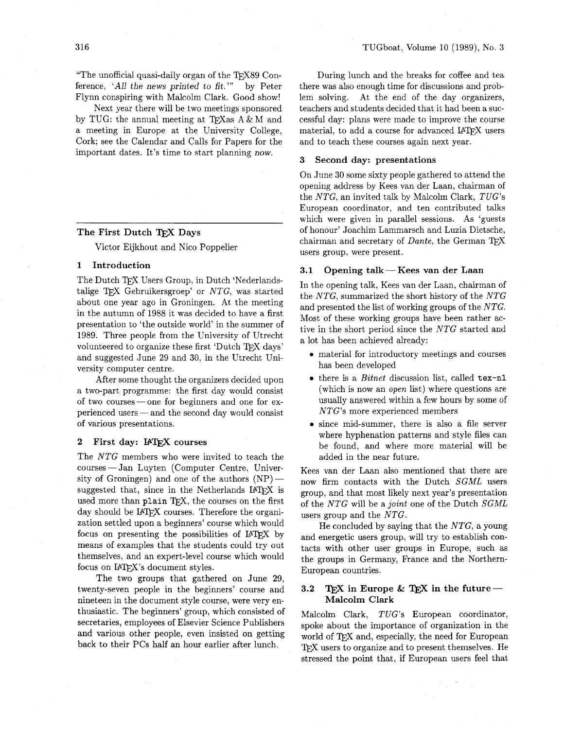"The unofficial quasi-daily organ of the TeX89 Conference, '*All the news printed to fit.*'" by Peter Flynn conspiring with Malcolm Clark. Good show!

Next year there will be two meetings sponsored by TUG: the annual meeting at TeXas A & M and a meeting in Europe at the University College, Cork; see the Calendar and Calls for Papers for the important dates. It's time to start planning *now*.

---

## The First Dutch TeX Days

Victor Eijkhout and Nico Poppelier

### 1 Introduction

The Dutch TeX Users Group, in Dutch 'Nederlandstalige TeX Gebruikersgroep' or *NTG*, was started about one year ago in Groningen. At the meeting in the autumn of 1988 it was decided to have a first presentation to 'the outside world' in the summer of 1989. Three people from the University of Utrecht volunteered to organize these first 'Dutch TeX days' and suggested June 29 and 30, in the Utrecht University computer centre.

After some thought the organizers decided upon a two-part programme: the first day would consist of two courses — one for beginners and one for experienced users — and the second day would consist of various presentations.

### 2 First day: LaTeX courses

The *NTG* members who were invited to teach the courses — Jan Luyten (Computer Centre, University of Groningen) and one of the authors (NP) — suggested that, since in the Netherlands LaTeX is used more than `plain` TeX, the courses on the first day should be LaTeX courses. Therefore the organization settled upon a beginners' course which would focus on presenting the possibilities of LaTeX by means of examples that the students could try out themselves, and an expert-level course which would focus on LaTeX's document styles.

The two groups that gathered on June 29, twenty-seven people in the beginners' course and nineteen in the document style course, were very enthusiastic. The beginners' group, which consisted of secretaries, employees of Elsevier Science Publishers and various other people, even insisted on getting back to their PCs half an hour earlier after lunch.

During lunch and the breaks for coffee and tea there was also enough time for discussions and problem solving. At the end of the day organizers, teachers and students decided that it had been a successful day: plans were made to improve the course material, to add a course for advanced LaTeX users and to teach these courses again next year.

### 3 Second day: presentations

On June 30 some sixty people gathered to attend the opening address by Kees van der Laan, chairman of the *NTG*, an invited talk by Malcolm Clark, *TUG*'s European coordinator, and ten contributed talks which were given in parallel sessions. As 'guests of honour' Joachim Lammarsch and Luzia Dietsche, chairman and secretary of *Dante*, the German TeX users group, were present.

#### 3.1 Opening talk — Kees van der Laan

In the opening talk, Kees van der Laan, chairman of the *NTG*, summarized the short history of the *NTG* and presented the list of working groups of the *NTG*. Most of these working groups have been rather active in the short period since the *NTG* started and a lot has been achieved already:

- material for introductory meetings and courses has been developed
- there is a *Bitnet* discussion list, called `tex-nl` (which is now an *open* list) where questions are usually answered within a few hours by some of *NTG*'s more experienced members
- since mid-summer, there is also a file server where hyphenation patterns and style files can be found, and where more material will be added in the near future.

Kees van der Laan also mentioned that there are now firm contacts with the Dutch *SGML* users group, and that most likely next year's presentation of the *NTG* will be a *joint* one of the Dutch *SGML* users group and the *NTG*.

He concluded by saying that the *NTG*, a young and energetic users group, will try to establish contacts with other user groups in Europe, such as the groups in Germany, France and the Northern-European countries.

#### 3.2 TeX in Europe & TeX in the future — Malcolm Clark

Malcolm Clark, *TUG*'s European coordinator, spoke about the importance of organization in the world of TeX and, especially, the need for European TeX users to organize and to present themselves. He stressed the point that, if European users feel that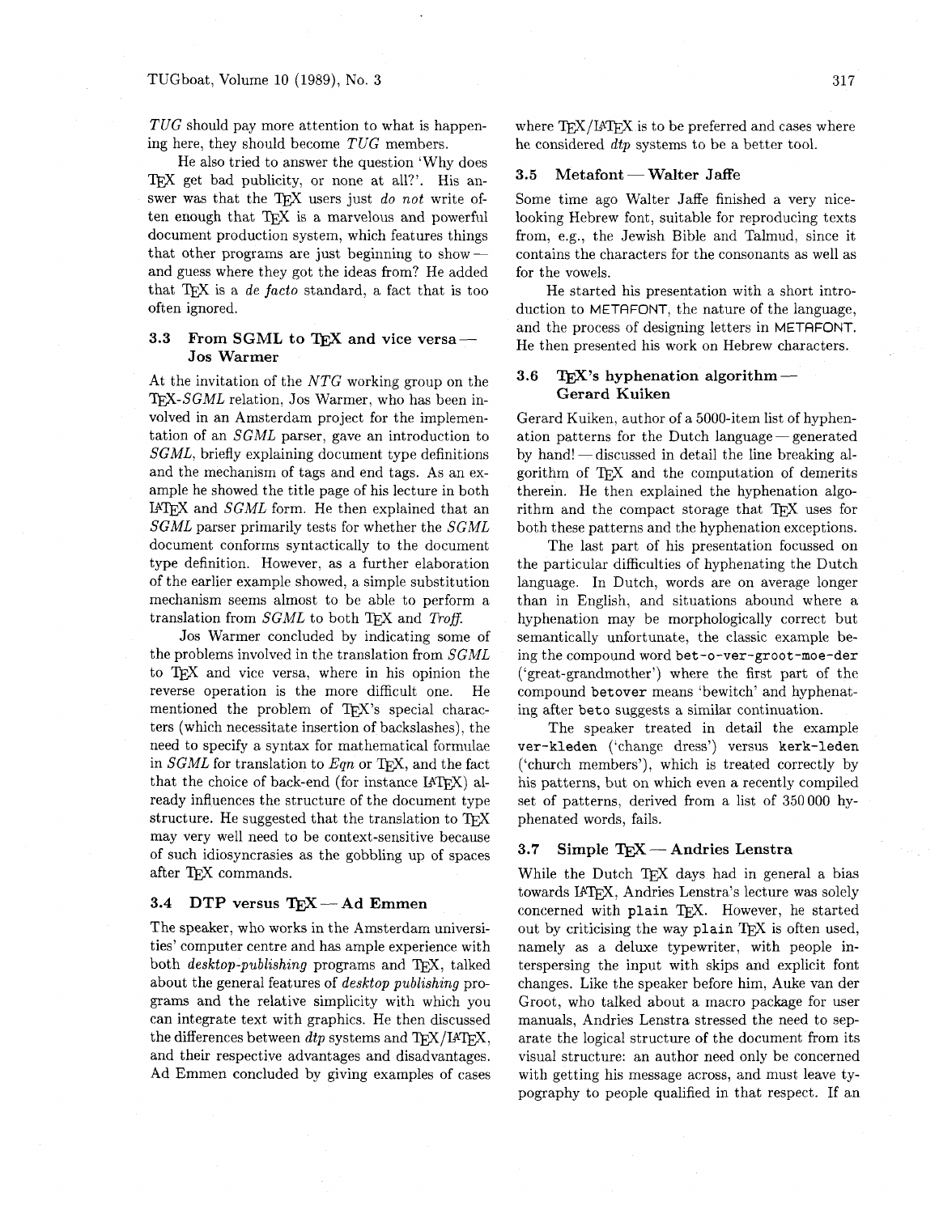*TUG* should pay more attention to what is happening here, they should become *TUG* members.

He also tried to answer the question 'Why does TeX get bad publicity, or none at all?'. His answer was that the TeX users just *do not* write often enough that TeX is a marvelous and powerful document production system, which features things that other programs are just beginning to show — and guess where they got the ideas from? He added that TeX is a *de facto* standard, a fact that is too often ignored.

### 3.3 From SGML to TeX and vice versa — Jos Warmer

At the invitation of the *NTG* working group on the TeX-*SGML* relation, Jos Warmer, who has been involved in an Amsterdam project for the implementation of an *SGML* parser, gave an introduction to *SGML*, briefly explaining document type definitions and the mechanism of tags and end tags. As an example he showed the title page of his lecture in both LaTeX and *SGML* form. He then explained that an *SGML* parser primarily tests for whether the *SGML* document conforms syntactically to the document type definition. However, as a further elaboration of the earlier example showed, a simple substitution mechanism seems almost to be able to perform a translation from *SGML* to both TeX and *Troff*.

Jos Warmer concluded by indicating some of the problems involved in the translation from *SGML* to TeX and vice versa, where in his opinion the reverse operation is the more difficult one. He mentioned the problem of TeX's special characters (which necessitate insertion of backslashes), the need to specify a syntax for mathematical formulae in *SGML* for translation to *Eqn* or TeX, and the fact that the choice of back-end (for instance LaTeX) already influences the structure of the document type structure. He suggested that the translation to TeX may very well need to be context-sensitive because of such idiosyncrasies as the gobbling up of spaces after TeX commands.

### 3.4 DTP versus TeX — Ad Emmen

The speaker, who works in the Amsterdam universities' computer centre and has ample experience with both *desktop-publishing* programs and TeX, talked about the general features of *desktop publishing* programs and the relative simplicity with which you can integrate text with graphics. He then discussed the differences between *dtp* systems and TeX/LaTeX, and their respective advantages and disadvantages. Ad Emmen concluded by giving examples of cases where TeX/LaTeX is to be preferred and cases where he considered *dtp* systems to be a better tool.

### 3.5 Metafont — Walter Jaffe

Some time ago Walter Jaffe finished a very nice-looking Hebrew font, suitable for reproducing texts from, e.g., the Jewish Bible and Talmud, since it contains the characters for the consonants as well as for the vowels.

He started his presentation with a short introduction to METAFONT, the nature of the language, and the process of designing letters in METAFONT. He then presented his work on Hebrew characters.

### 3.6 TeX's hyphenation algorithm — Gerard Kuiken

Gerard Kuiken, author of a 5000-item list of hyphenation patterns for the Dutch language — generated by hand! — discussed in detail the line breaking algorithm of TeX and the computation of demerits therein. He then explained the hyphenation algorithm and the compact storage that TeX uses for both these patterns and the hyphenation exceptions.

The last part of his presentation focussed on the particular difficulties of hyphenating the Dutch language. In Dutch, words are on average longer than in English, and situations abound where a hyphenation may be morphologically correct but semantically unfortunate, the classic example being the compound word `bet-o-ver-groot-moe-der` ('great-grandmother') where the first part of the compound `betover` means 'bewitch' and hyphenating after `beto` suggests a similar continuation.

The speaker treated in detail the example `ver-kleden` ('change dress') versus `kerk-leden` ('church members'), which is treated correctly by his patterns, but on which even a recently compiled set of patterns, derived from a list of 350 000 hyphenated words, fails.

### 3.7 Simple TeX — Andries Lenstra

While the Dutch TeX days had in general a bias towards LaTeX, Andries Lenstra's lecture was solely concerned with `plain` TeX. However, he started out by criticising the way `plain` TeX is often used, namely as a deluxe typewriter, with people interspersing the input with skips and explicit font changes. Like the speaker before him, Auke van der Groot, who talked about a macro package for user manuals, Andries Lenstra stressed the need to separate the logical structure of the document from its visual structure: an author need only be concerned with getting his message across, and must leave typography to people qualified in that respect. If an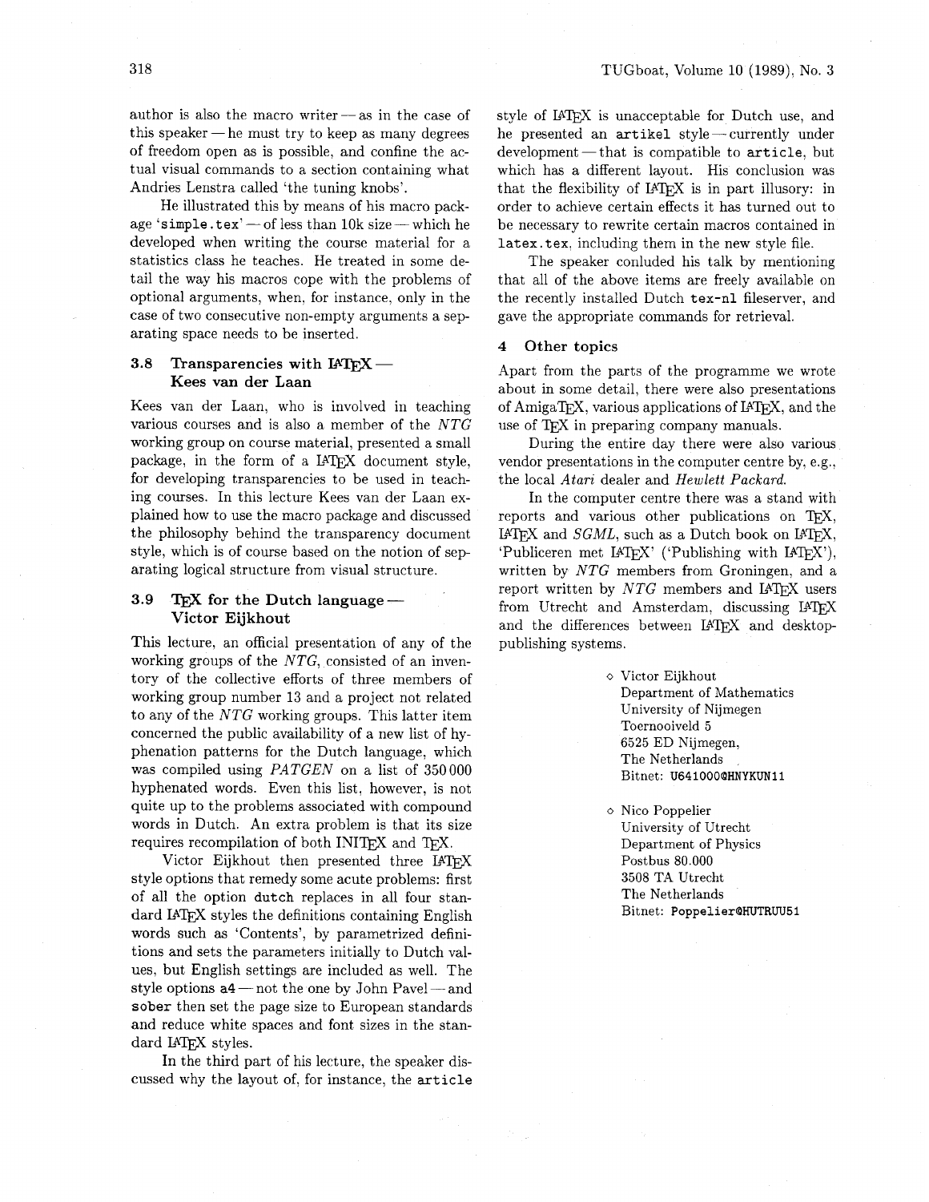author is also the macro writer — as in the case of this speaker — he must try to keep as many degrees of freedom open as is possible, and confine the actual visual commands to a section containing what Andries Lenstra called 'the tuning knobs'.

He illustrated this by means of his macro package 'simple.tex' — of less than 10k size — which he developed when writing the course material for a statistics class he teaches. He treated in some detail the way his macros cope with the problems of optional arguments, when, for instance, only in the case of two consecutive non-empty arguments a separating space needs to be inserted.

### 3.8 Transparencies with LaTeX — Kees van der Laan

Kees van der Laan, who is involved in teaching various courses and is also a member of the *NTG* working group on course material, presented a small package, in the form of a LaTeX document style, for developing transparencies to be used in teaching courses. In this lecture Kees van der Laan explained how to use the macro package and discussed the philosophy behind the transparency document style, which is of course based on the notion of separating logical structure from visual structure.

### 3.9 TeX for the Dutch language — Victor Eijkhout

This lecture, an official presentation of any of the working groups of the *NTG*, consisted of an inventory of the collective efforts of three members of working group number 13 and a project not related to any of the *NTG* working groups. This latter item concerned the public availability of a new list of hyphenation patterns for the Dutch language, which was compiled using *PATGEN* on a list of 350 000 hyphenated words. Even this list, however, is not quite up to the problems associated with compound words in Dutch. An extra problem is that its size requires recompilation of both INITeX and TeX.

Victor Eijkhout then presented three LaTeX style options that remedy some acute problems: first of all the option dutch replaces in all four standard LaTeX styles the definitions containing English words such as 'Contents', by parametrized definitions and sets the parameters initially to Dutch values, but English settings are included as well. The style options a4 — not the one by John Pavel — and sober then set the page size to European standards and reduce white spaces and font sizes in the standard LaTeX styles.

In the third part of his lecture, the speaker discussed why the layout of, for instance, the article style of LaTeX is unacceptable for Dutch use, and he presented an artikel style — currently under development — that is compatible to article, but which has a different layout. His conclusion was that the flexibility of LaTeX is in part illusory: in order to achieve certain effects it has turned out to be necessary to rewrite certain macros contained in latex.tex, including them in the new style file.

The speaker conluded his talk by mentioning that all of the above items are freely available on the recently installed Dutch tex-nl fileserver, and gave the appropriate commands for retrieval.

## 4 Other topics

Apart from the parts of the programme we wrote about in some detail, there were also presentations of AmigaTeX, various applications of LaTeX, and the use of TeX in preparing company manuals.

During the entire day there were also various vendor presentations in the computer centre by, e.g., the local *Atari* dealer and *Hewlett Packard*.

In the computer centre there was a stand with reports and various other publications on TeX, LaTeX and *SGML*, such as a Dutch book on LaTeX, 'Publiceren met LaTeX' ('Publishing with LaTeX'), written by *NTG* members from Groningen, and a report written by *NTG* members and LaTeX users from Utrecht and Amsterdam, discussing LaTeX and the differences between LaTeX and desktop-publishing systems.

◇ Victor Eijkhout
Department of Mathematics
University of Nijmegen
Toernooiveld 5
6525 ED Nijmegen,
The Netherlands
Bitnet: U641000@HNYKUN11

◇ Nico Poppelier
University of Utrecht
Department of Physics
Postbus 80.000
3508 TA Utrecht
The Netherlands
Bitnet: Poppelier@HUTRUU51